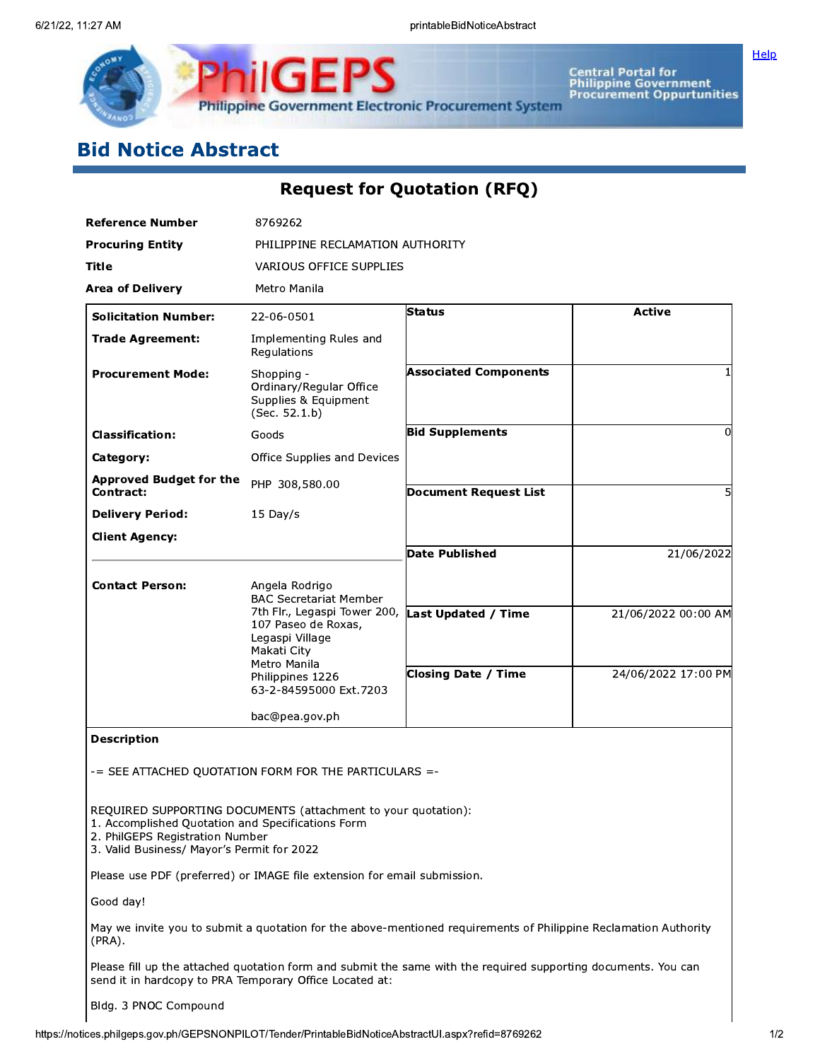# Bid Notice Abstract

## Request for Quotation (RFQ)

| | |
|---|---|
| **Reference Number** | 8769262 |
| **Procuring Entity** | PHILIPPINE RECLAMATION AUTHORITY |
| **Title** | VARIOUS OFFICE SUPPLIES |
| **Area of Delivery** | Metro Manila |

| | | | |
|---|---|---|---|
| **Solicitation Number:** | 22-06-0501 | **Status** | Active |
| **Trade Agreement:** | Implementing Rules and Regulations | | |
| **Procurement Mode:** | Shopping - Ordinary/Regular Office Supplies & Equipment (Sec. 52.1.b) | **Associated Components** | 1 |
| **Classification:** | Goods | **Bid Supplements** | 0 |
| **Category:** | Office Supplies and Devices | | |
| **Approved Budget for the Contract:** | PHP 308,580.00 | **Document Request List** | 5 |
| **Delivery Period:** | 15 Day/s | | |
| **Client Agency:** | | **Date Published** | 21/06/2022 |
| **Contact Person:** | Angela Rodrigo<br>BAC Secretariat Member<br>7th Flr., Legaspi Tower 200, 107 Paseo de Roxas, Legaspi Village<br>Makati City<br>Metro Manila<br>Philippines 1226<br>63-2-84595000 Ext.7203<br><br>bac@pea.gov.ph | **Last Updated / Time** | 21/06/2022 00:00 AM |
| | | **Closing Date / Time** | 24/06/2022 17:00 PM |

**Description**

-= SEE ATTACHED QUOTATION FORM FOR THE PARTICULARS =-

REQUIRED SUPPORTING DOCUMENTS (attachment to your quotation):
1. Accomplished Quotation and Specifications Form
2. PhilGEPS Registration Number
3. Valid Business/ Mayor's Permit for 2022

Please use PDF (preferred) or IMAGE file extension for email submission.

Good day!

May we invite you to submit a quotation for the above-mentioned requirements of Philippine Reclamation Authority (PRA).

Please fill up the attached quotation form and submit the same with the required supporting documents. You can send it in hardcopy to PRA Temporary Office Located at:

Bldg. 3 PNOC Compound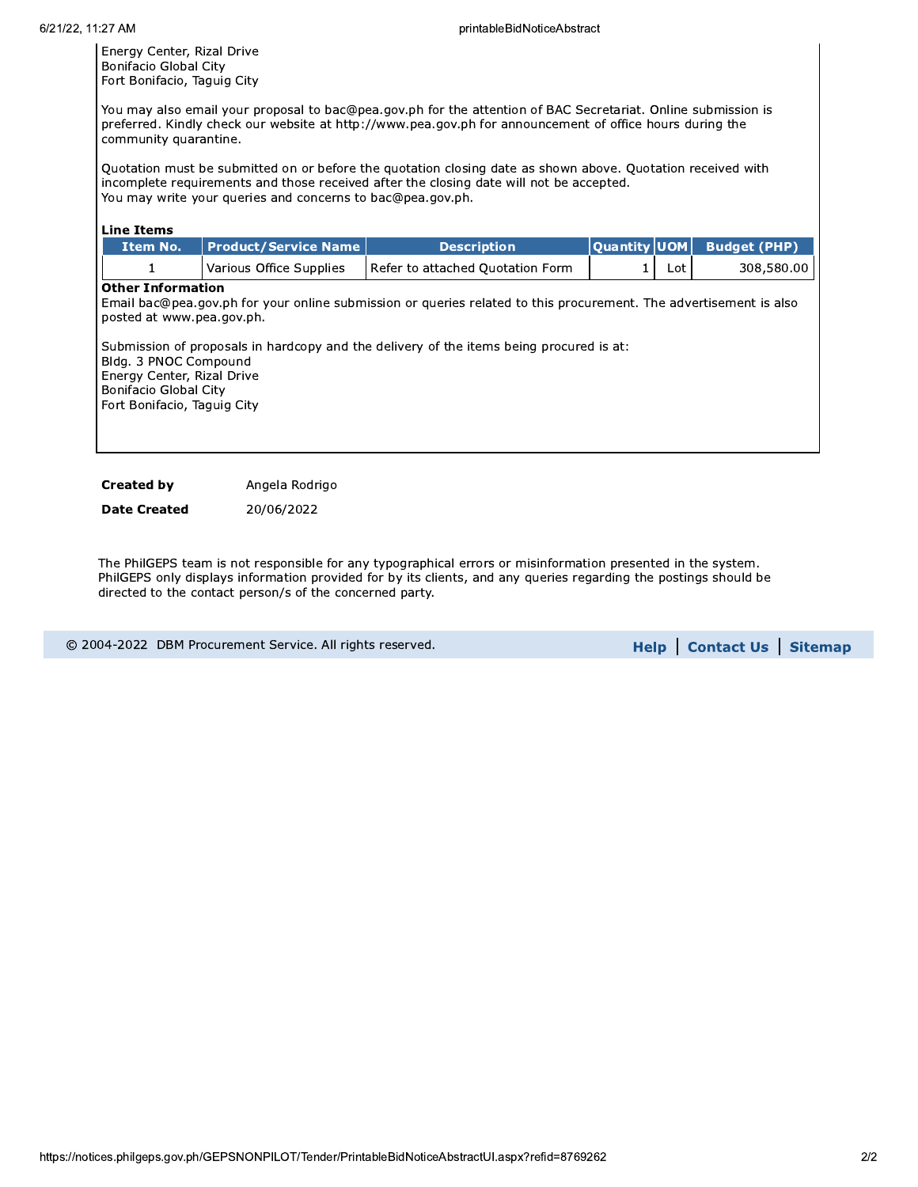Energy Center, Rizal Drive
Bonifacio Global City
Fort Bonifacio, Taguig City

You may also email your proposal to bac@pea.gov.ph for the attention of BAC Secretariat. Online submission is preferred. Kindly check our website at http://www.pea.gov.ph for announcement of office hours during the community quarantine.

Quotation must be submitted on or before the quotation closing date as shown above. Quotation received with incomplete requirements and those received after the closing date will not be accepted.
You may write your queries and concerns to bac@pea.gov.ph.

**Line Items**

| Item No. | Product/Service Name | Description | Quantity | UOM | Budget (PHP) |
|---|---|---|---|---|---|
| 1 | Various Office Supplies | Refer to attached Quotation Form | 1 | Lot | 308,580.00 |

**Other Information**

Email bac@pea.gov.ph for your online submission or queries related to this procurement. The advertisement is also posted at www.pea.gov.ph.

Submission of proposals in hardcopy and the delivery of the items being procured is at:
Bldg. 3 PNOC Compound
Energy Center, Rizal Drive
Bonifacio Global City
Fort Bonifacio, Taguig City

**Created by** Angela Rodrigo

**Date Created** 20/06/2022

The PhilGEPS team is not responsible for any typographical errors or misinformation presented in the system. PhilGEPS only displays information provided for by its clients, and any queries regarding the postings should be directed to the contact person/s of the concerned party.

© 2004-2022 DBM Procurement Service. All rights reserved.

**Help** | **Contact Us** | **Sitemap**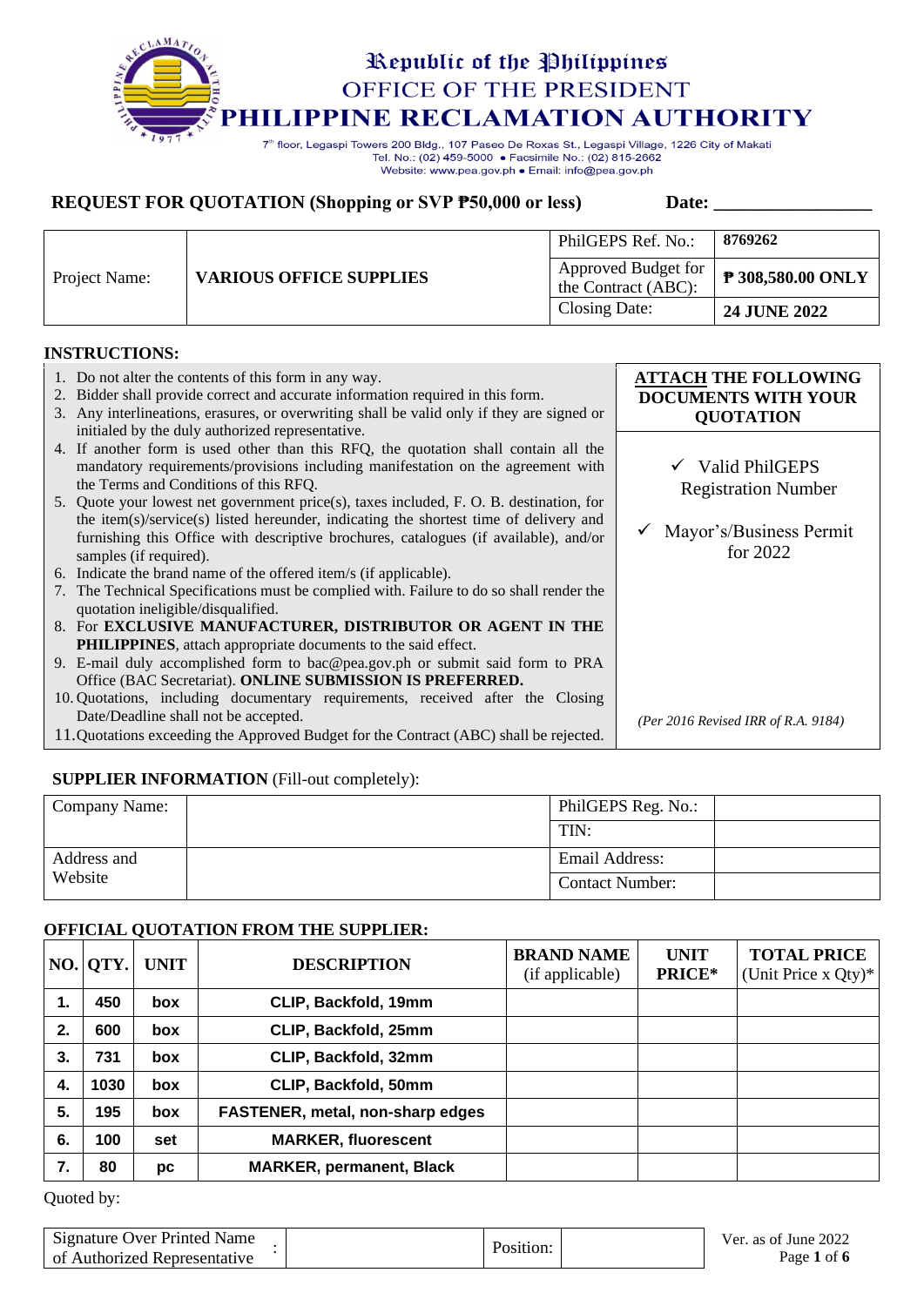Republic of the Philippines
OFFICE OF THE PRESIDENT
# PHILIPPINE RECLAMATION AUTHORITY

7th floor, Legaspi Towers 200 Bldg., 107 Paseo De Roxas St., Legaspi Village, 1226 City of Makati
Tel. No.: (02) 459-5000 • Facsimile No.: (02) 815-2662
Website: www.pea.gov.ph • Email: info@pea.gov.ph

## REQUEST FOR QUOTATION (Shopping or SVP ₱50,000 or less) Date: _________________

| Project Name: | VARIOUS OFFICE SUPPLIES | PhilGEPS Ref. No.: | 8769262 |
|---|---|---|---|
| | | Approved Budget for the Contract (ABC): | ₱ 308,580.00 ONLY |
| | | Closing Date: | 24 JUNE 2022 |

**INSTRUCTIONS:**

1. Do not alter the contents of this form in any way.
2. Bidder shall provide correct and accurate information required in this form.
3. Any interlineations, erasures, or overwriting shall be valid only if they are signed or initialed by the duly authorized representative.
4. If another form is used other than this RFQ, the quotation shall contain all the mandatory requirements/provisions including manifestation on the agreement with the Terms and Conditions of this RFQ.
5. Quote your lowest net government price(s), taxes included, F. O. B. destination, for the item(s)/service(s) listed hereunder, indicating the shortest time of delivery and furnishing this Office with descriptive brochures, catalogues (if available), and/or samples (if required).
6. Indicate the brand name of the offered item/s (if applicable).
7. The Technical Specifications must be complied with. Failure to do so shall render the quotation ineligible/disqualified.
8. For **EXCLUSIVE MANUFACTURER, DISTRIBUTOR OR AGENT IN THE PHILIPPINES**, attach appropriate documents to the said effect.
9. E-mail duly accomplished form to bac@pea.gov.ph or submit said form to PRA Office (BAC Secretariat). **ONLINE SUBMISSION IS PREFERRED.**
10. Quotations, including documentary requirements, received after the Closing Date/Deadline shall not be accepted.
11. Quotations exceeding the Approved Budget for the Contract (ABC) shall be rejected.

**ATTACH THE FOLLOWING DOCUMENTS WITH YOUR QUOTATION**

- ✓ Valid PhilGEPS Registration Number
- ✓ Mayor's/Business Permit for 2022

*(Per 2016 Revised IRR of R.A. 9184)*

**SUPPLIER INFORMATION** (Fill-out completely):

| Company Name: | | PhilGEPS Reg. No.: | |
|---|---|---|---|
| | | TIN: | |
| Address and Website | | Email Address: | |
| | | Contact Number: | |

**OFFICIAL QUOTATION FROM THE SUPPLIER:**

| NO. | QTY. | UNIT | DESCRIPTION | BRAND NAME (if applicable) | UNIT PRICE* | TOTAL PRICE (Unit Price x Qty)* |
|---|---|---|---|---|---|---|
| 1. | 450 | box | CLIP, Backfold, 19mm | | | |
| 2. | 600 | box | CLIP, Backfold, 25mm | | | |
| 3. | 731 | box | CLIP, Backfold, 32mm | | | |
| 4. | 1030 | box | CLIP, Backfold, 50mm | | | |
| 5. | 195 | box | FASTENER, metal, non-sharp edges | | | |
| 6. | 100 | set | MARKER, fluorescent | | | |
| 7. | 80 | pc | MARKER, permanent, Black | | | |

Quoted by:

| Signature Over Printed Name of Authorized Representative | : | | Position: | |
|---|---|---|---|---|

Ver. as of June 2022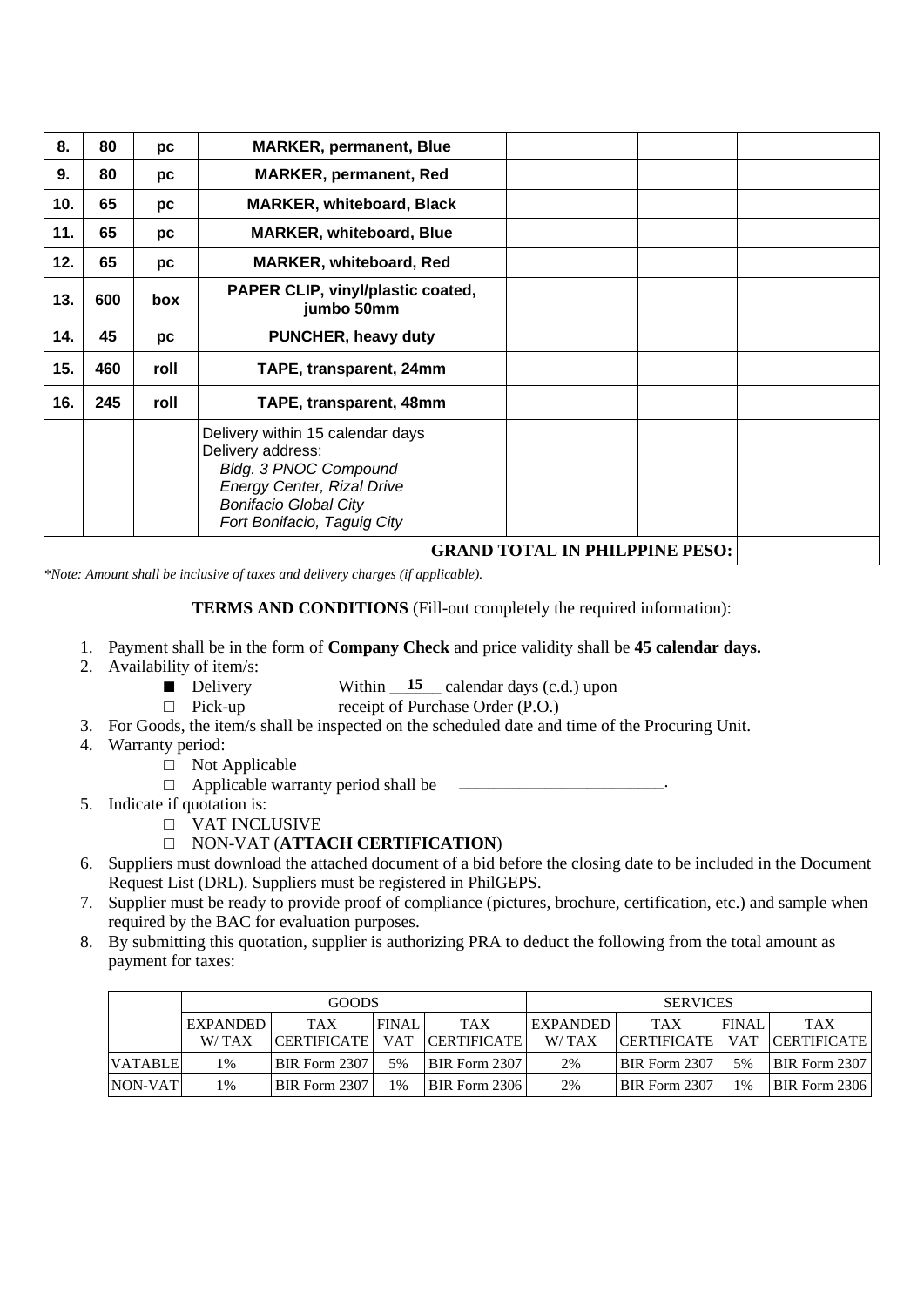| | | | | | | |
|---|---|---|---|---|---|---|
| **8.** | **80** | **pc** | **MARKER, permanent, Blue** | | | |
| **9.** | **80** | **pc** | **MARKER, permanent, Red** | | | |
| **10.** | **65** | **pc** | **MARKER, whiteboard, Black** | | | |
| **11.** | **65** | **pc** | **MARKER, whiteboard, Blue** | | | |
| **12.** | **65** | **pc** | **MARKER, whiteboard, Red** | | | |
| **13.** | **600** | **box** | **PAPER CLIP, vinyl/plastic coated, jumbo 50mm** | | | |
| **14.** | **45** | **pc** | **PUNCHER, heavy duty** | | | |
| **15.** | **460** | **roll** | **TAPE, transparent, 24mm** | | | |
| **16.** | **245** | **roll** | **TAPE, transparent, 48mm** | | | |
| | | | Delivery within 15 calendar days<br>Delivery address:<br>*Bldg. 3 PNOC Compound*<br>*Energy Center, Rizal Drive*<br>*Bonifacio Global City*<br>*Fort Bonifacio, Taguig City* | | | |
| | | | | | **GRAND TOTAL IN PHILPPINE PESO:** | |

*\*Note: Amount shall be inclusive of taxes and delivery charges (if applicable).*

**TERMS AND CONDITIONS** (Fill-out completely the required information):

1. Payment shall be in the form of **Company Check** and price validity shall be **45 calendar days.**
2. Availability of item/s:
   - ■ Delivery    Within \_\_**15**\_\_ calendar days (c.d.) upon
   - □ Pick-up    receipt of Purchase Order (P.O.)
3. For Goods, the item/s shall be inspected on the scheduled date and time of the Procuring Unit.
4. Warranty period:
   - □ Not Applicable
   - □ Applicable warranty period shall be \_\_\_\_\_\_\_\_\_\_\_\_\_\_\_\_\_\_\_\_\_\_\_\_.
5. Indicate if quotation is:
   - □ VAT INCLUSIVE
   - □ NON-VAT (**ATTACH CERTIFICATION**)
6. Suppliers must download the attached document of a bid before the closing date to be included in the Document Request List (DRL). Suppliers must be registered in PhilGEPS.
7. Supplier must be ready to provide proof of compliance (pictures, brochure, certification, etc.) and sample when required by the BAC for evaluation purposes.
8. By submitting this quotation, supplier is authorizing PRA to deduct the following from the total amount as payment for taxes:

| | GOODS | | | | SERVICES | | | |
|---|---|---|---|---|---|---|---|---|
| | EXPANDED W/ TAX | TAX CERTIFICATE | FINAL VAT | TAX CERTIFICATE | EXPANDED W/ TAX | TAX CERTIFICATE | FINAL VAT | TAX CERTIFICATE |
| VATABLE | 1% | BIR Form 2307 | 5% | BIR Form 2307 | 2% | BIR Form 2307 | 5% | BIR Form 2307 |
| NON-VAT | 1% | BIR Form 2307 | 1% | BIR Form 2306 | 2% | BIR Form 2307 | 1% | BIR Form 2306 |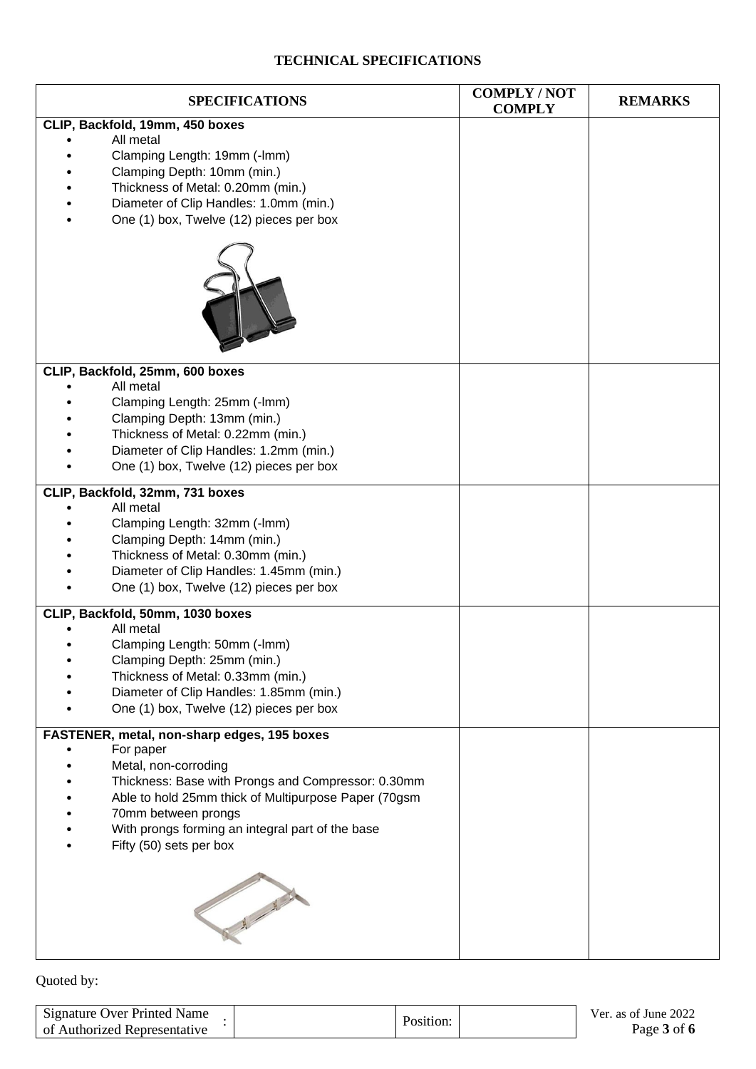**TECHNICAL SPECIFICATIONS**

| SPECIFICATIONS | COMPLY / NOT COMPLY | REMARKS |
|---|---|---|
| **CLIP, Backfold, 19mm, 450 boxes**<br>• All metal<br>• Clamping Length: 19mm (-lmm)<br>• Clamping Depth: 10mm (min.)<br>• Thickness of Metal: 0.20mm (min.)<br>• Diameter of Clip Handles: 1.0mm (min.)<br>• One (1) box, Twelve (12) pieces per box | | |
| **CLIP, Backfold, 25mm, 600 boxes**<br>• All metal<br>• Clamping Length: 25mm (-lmm)<br>• Clamping Depth: 13mm (min.)<br>• Thickness of Metal: 0.22mm (min.)<br>• Diameter of Clip Handles: 1.2mm (min.)<br>• One (1) box, Twelve (12) pieces per box | | |
| **CLIP, Backfold, 32mm, 731 boxes**<br>• All metal<br>• Clamping Length: 32mm (-lmm)<br>• Clamping Depth: 14mm (min.)<br>• Thickness of Metal: 0.30mm (min.)<br>• Diameter of Clip Handles: 1.45mm (min.)<br>• One (1) box, Twelve (12) pieces per box | | |
| **CLIP, Backfold, 50mm, 1030 boxes**<br>• All metal<br>• Clamping Length: 50mm (-lmm)<br>• Clamping Depth: 25mm (min.)<br>• Thickness of Metal: 0.33mm (min.)<br>• Diameter of Clip Handles: 1.85mm (min.)<br>• One (1) box, Twelve (12) pieces per box | | |
| **FASTENER, metal, non-sharp edges, 195 boxes**<br>• For paper<br>• Metal, non-corroding<br>• Thickness: Base with Prongs and Compressor: 0.30mm<br>• Able to hold 25mm thick of Multipurpose Paper (70gsm<br>• 70mm between prongs<br>• With prongs forming an integral part of the base<br>• Fifty (50) sets per box | | |

Quoted by:

| Signature Over Printed Name of Authorized Representative | : | | Position: | |
|---|---|---|---|---|

Ver. as of June 2022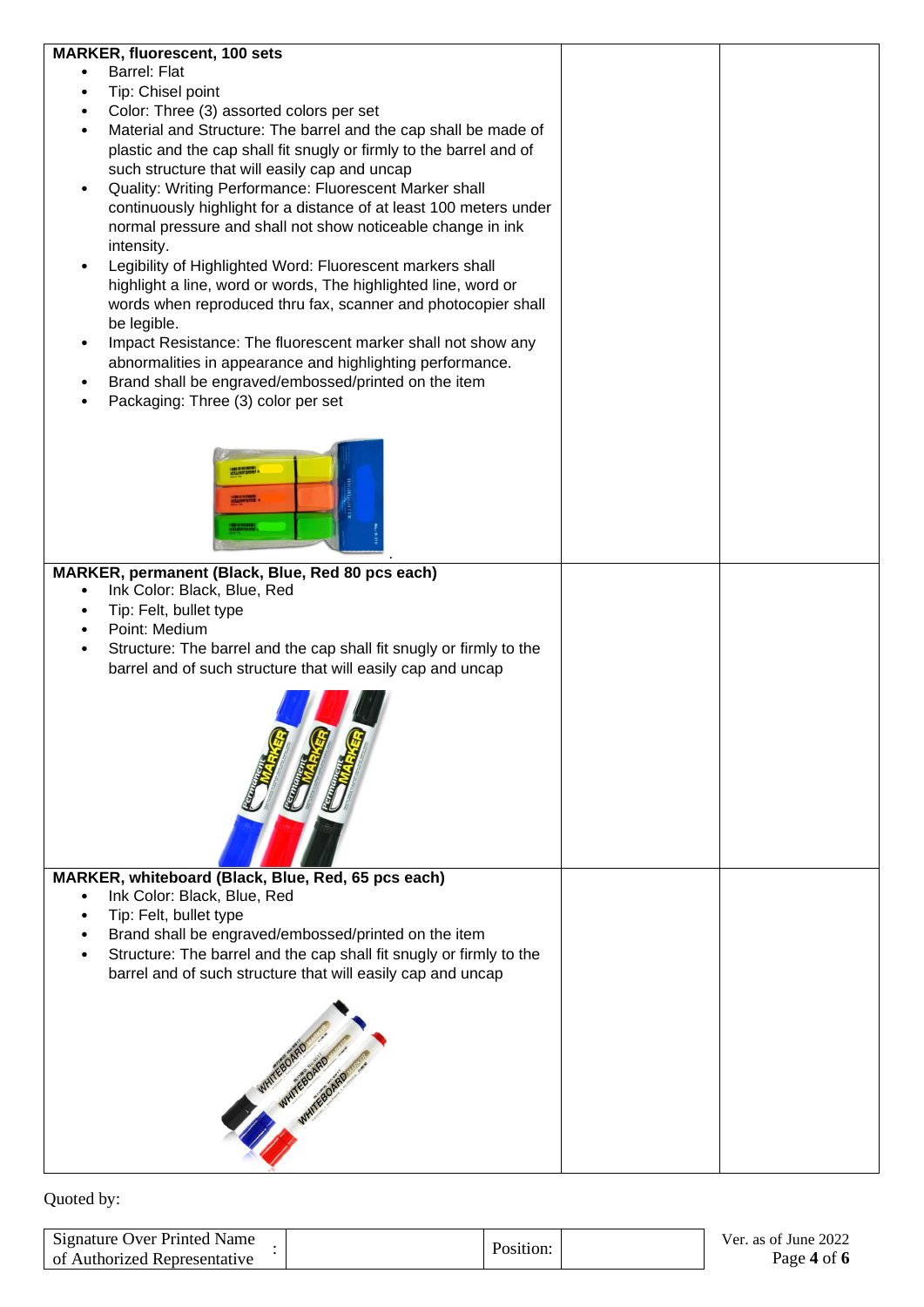| | | |
|---|---|---|
| **MARKER, fluorescent, 100 sets**<br>• Barrel: Flat<br>• Tip: Chisel point<br>• Color: Three (3) assorted colors per set<br>• Material and Structure: The barrel and the cap shall be made of plastic and the cap shall fit snugly or firmly to the barrel and of such structure that will easily cap and uncap<br>• Quality: Writing Performance: Fluorescent Marker shall continuously highlight for a distance of at least 100 meters under normal pressure and shall not show noticeable change in ink intensity.<br>• Legibility of Highlighted Word: Fluorescent markers shall highlight a line, word or words, The highlighted line, word or words when reproduced thru fax, scanner and photocopier shall be legible.<br>• Impact Resistance: The fluorescent marker shall not show any abnormalities in appearance and highlighting performance.<br>• Brand shall be engraved/embossed/printed on the item<br>• Packaging: Three (3) color per set | | |
| **MARKER, permanent (Black, Blue, Red 80 pcs each)**<br>• Ink Color: Black, Blue, Red<br>• Tip: Felt, bullet type<br>• Point: Medium<br>• Structure: The barrel and the cap shall fit snugly or firmly to the barrel and of such structure that will easily cap and uncap | | |
| **MARKER, whiteboard (Black, Blue, Red, 65 pcs each)**<br>• Ink Color: Black, Blue, Red<br>• Tip: Felt, bullet type<br>• Brand shall be engraved/embossed/printed on the item<br>• Structure: The barrel and the cap shall fit snugly or firmly to the barrel and of such structure that will easily cap and uncap | | |

Quoted by:

| Signature Over Printed Name of Authorized Representative | : | | Position: | |
|---|---|---|---|---|

Ver. as of June 2022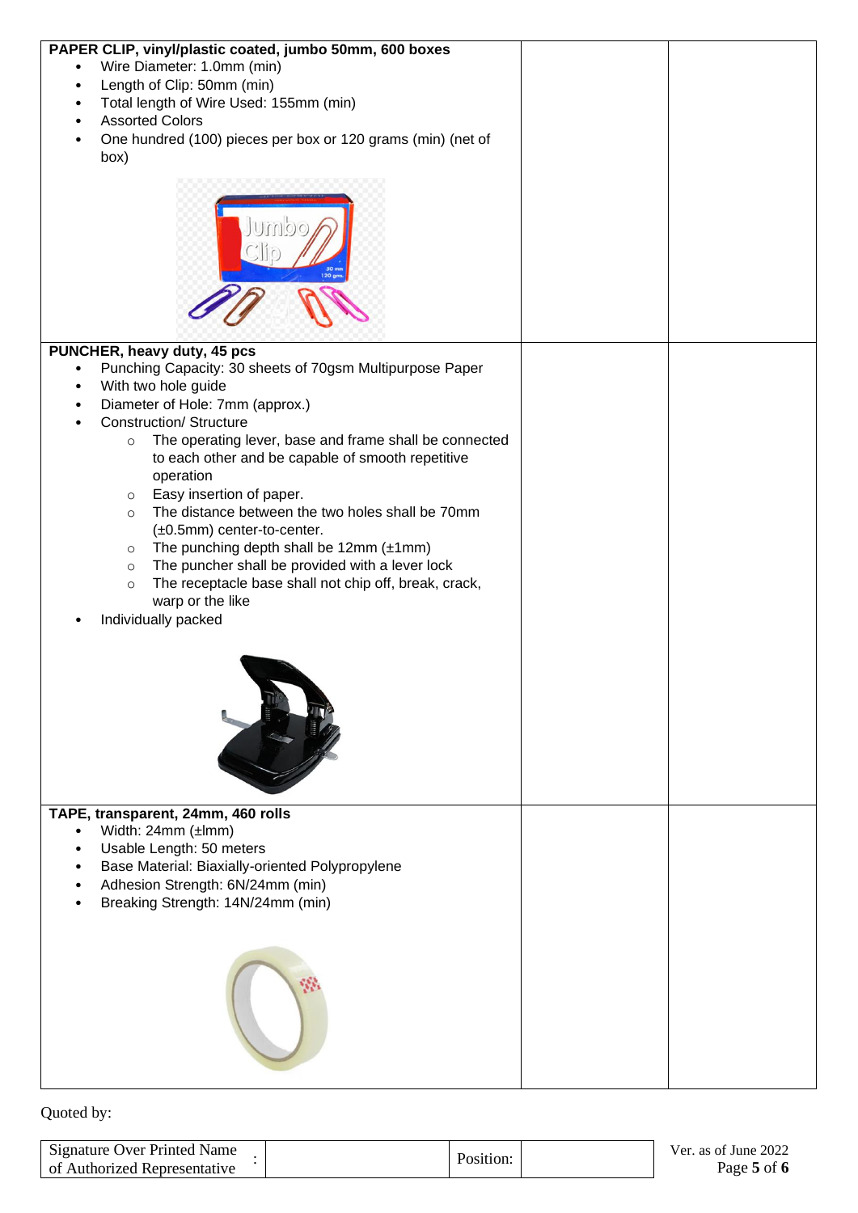| | | |
|---|---|---|
| **PAPER CLIP, vinyl/plastic coated, jumbo 50mm, 600 boxes**<br>• Wire Diameter: 1.0mm (min)<br>• Length of Clip: 50mm (min)<br>• Total length of Wire Used: 155mm (min)<br>• Assorted Colors<br>• One hundred (100) pieces per box or 120 grams (min) (net of box) | | |
| **PUNCHER, heavy duty, 45 pcs**<br>• Punching Capacity: 30 sheets of 70gsm Multipurpose Paper<br>• With two hole guide<br>• Diameter of Hole: 7mm (approx.)<br>• Construction/ Structure<br>  ○ The operating lever, base and frame shall be connected to each other and be capable of smooth repetitive operation<br>  ○ Easy insertion of paper.<br>  ○ The distance between the two holes shall be 70mm (±0.5mm) center-to-center.<br>  ○ The punching depth shall be 12mm (±1mm)<br>  ○ The puncher shall be provided with a lever lock<br>  ○ The receptacle base shall not chip off, break, crack, warp or the like<br>• Individually packed | | |
| **TAPE, transparent, 24mm, 460 rolls**<br>• Width: 24mm (±lmm)<br>• Usable Length: 50 meters<br>• Base Material: Biaxially-oriented Polypropylene<br>• Adhesion Strength: 6N/24mm (min)<br>• Breaking Strength: 14N/24mm (min) | | |

Quoted by:

| Signature Over Printed Name of Authorized Representative | : | | Position: | |
|---|---|---|---|---|

Ver. as of June 2022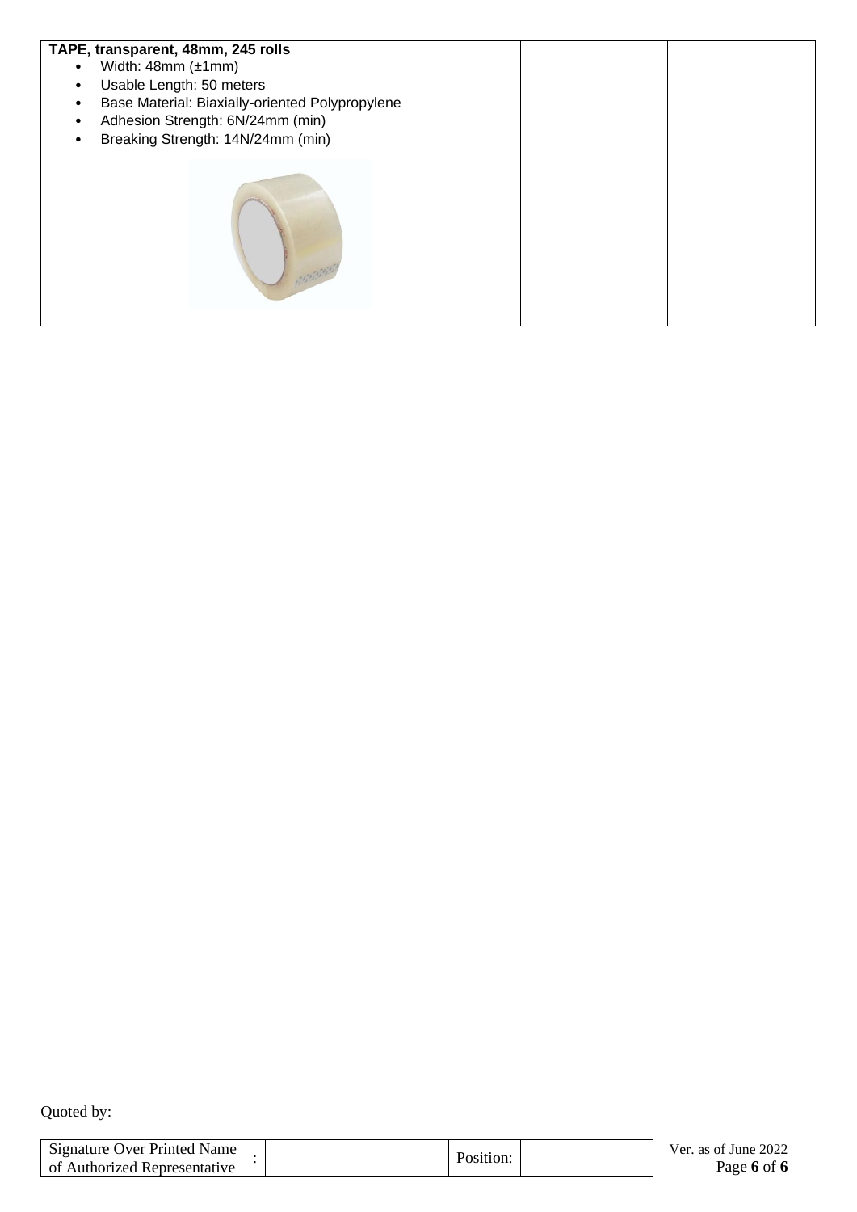| | | |
|---|---|---|
| **TAPE, transparent, 48mm, 245 rolls**<br>• Width: 48mm (±1mm)<br>• Usable Length: 50 meters<br>• Base Material: Biaxially-oriented Polypropylene<br>• Adhesion Strength: 6N/24mm (min)<br>• Breaking Strength: 14N/24mm (min) | | |

Quoted by:

| | | | | |
|---|---|---|---|---|
| Signature Over Printed Name of Authorized Representative | : | | Position: | |

Ver. as of June 2022